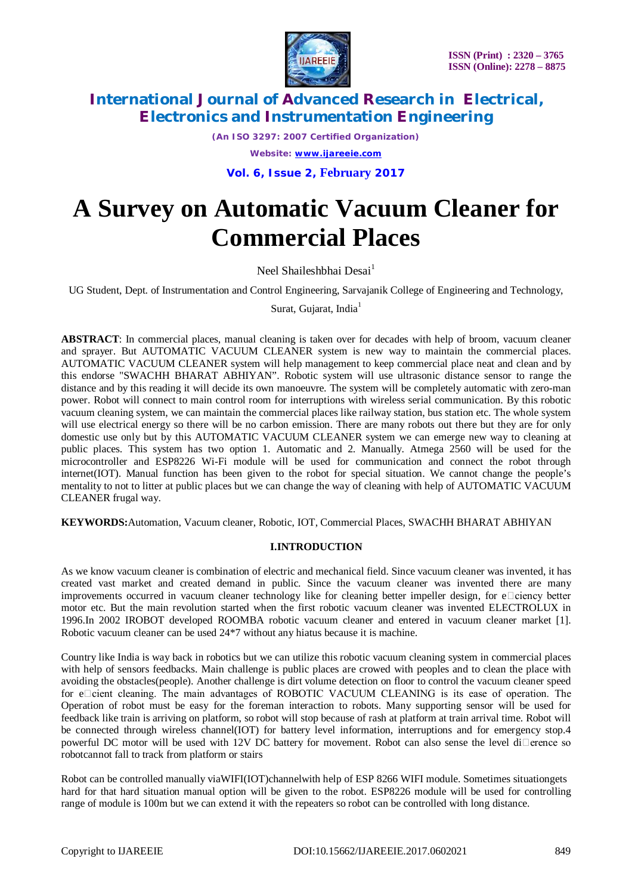# A Survey on Automatic Vacuum Cleaner for Commercial Places

Neel Shaileshbhai Desai[1]

UG Student, Dept. of Instrumentation and Control Engineering, Sarvajanik College of Engineering and Technology, Surat, Gujarat, India[1]

**ABSTRACT**: In commercial places, manual cleaning is taken over for decades with help of broom, vacuum cleaner and sprayer. But AUTOMATIC VACUUM CLEANER system is new way to maintain the commercial places. AUTOMATIC VACUUM CLEANER system will help management to keep commercial place neat and clean and by this endorse "SWACHH BHARAT ABHIYAN". Robotic system will use ultrasonic distance sensor to range the distance and by this reading it will decide its own manoeuvre. The system will be completely automatic with zero-man power. Robot will connect to main control room for interruptions with wireless serial communication. By this robotic vacuum cleaning system, we can maintain the commercial places like railway station, bus station etc. The whole system will use electrical energy so there will be no carbon emission. There are many robots out there but they are for only domestic use only but by this AUTOMATIC VACUUM CLEANER system we can emerge new way to cleaning at public places. This system has two option 1. Automatic and 2. Manually. Atmega 2560 will be used for the microcontroller and ESP8226 Wi-Fi module will be used for communication and connect the robot through internet(IOT). Manual function has been given to the robot for special situation. We cannot change the people's mentality to not to litter at public places but we can change the way of cleaning with help of AUTOMATIC VACUUM CLEANER frugal way.

**KEYWORDS:** Automation, Vacuum cleaner, Robotic, IOT, Commercial Places, SWACHH BHARAT ABHIYAN

## I.INTRODUCTION

As we know vacuum cleaner is combination of electric and mechanical field. Since vacuum cleaner was invented, it has created vast market and created demand in public. Since the vacuum cleaner was invented there are many improvements occurred in vacuum cleaner technology like for cleaning better impeller design, for efficiency better motor etc. But the main revolution started when the first robotic vacuum cleaner was invented ELECTROLUX in 1996.In 2002 IROBOT developed ROOMBA robotic vacuum cleaner and entered in vacuum cleaner market [1]. Robotic vacuum cleaner can be used 24*7 without any hiatus because it is machine.

Country like India is way back in robotics but we can utilize this robotic vacuum cleaning system in commercial places with help of sensors feedbacks. Main challenge is public places are crowed with peoples and to clean the place with avoiding the obstacles(people). Another challenge is dirt volume detection on floor to control the vacuum cleaner speed for efficient cleaning. The main advantages of ROBOTIC VACUUM CLEANING is its ease of operation. The Operation of robot must be easy for the foreman interaction to robots. Many supporting sensor will be used for feedback like train is arriving on platform, so robot will stop because of rash at platform at train arrival time. Robot will be connected through wireless channel(IOT) for battery level information, interruptions and for emergency stop.4 powerful DC motor will be used with 12V DC battery for movement. Robot can also sense the level difference so robotcannot fall to track from platform or stairs

Robot can be controlled manually viaWIFI(IOT)channelwith help of ESP 8266 WIFI module. Sometimes situationgets hard for that hard situation manual option will be given to the robot. ESP8226 module will be used for controlling range of module is 100m but we can extend it with the repeaters so robot can be controlled with long distance.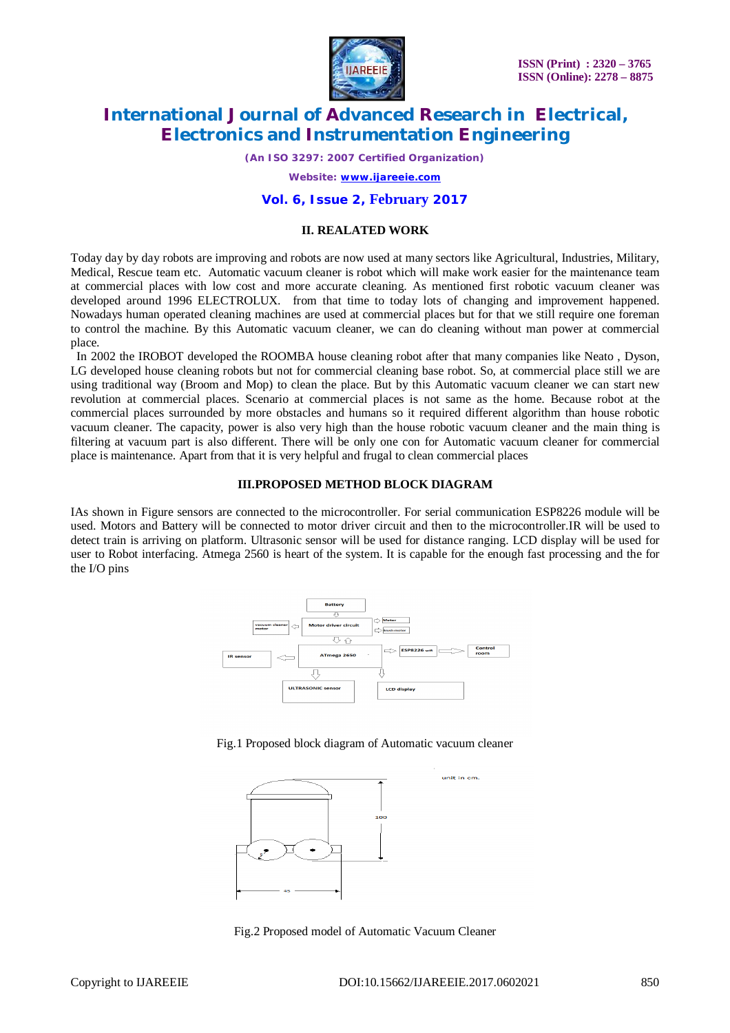## II. REALATED WORK

Today day by day robots are improving and robots are now used at many sectors like Agricultural, Industries, Military, Medical, Rescue team etc. Automatic vacuum cleaner is robot which will make work easier for the maintenance team at commercial places with low cost and more accurate cleaning. As mentioned first robotic vacuum cleaner was developed around 1996 ELECTROLUX. from that time to today lots of changing and improvement happened. Nowadays human operated cleaning machines are used at commercial places but for that we still require one foreman to control the machine. By this Automatic vacuum cleaner, we can do cleaning without man power at commercial place.

In 2002 the IROBOT developed the ROOMBA house cleaning robot after that many companies like Neato , Dyson, LG developed house cleaning robots but not for commercial cleaning base robot. So, at commercial place still we are using traditional way (Broom and Mop) to clean the place. But by this Automatic vacuum cleaner we can start new revolution at commercial places. Scenario at commercial places is not same as the home. Because robot at the commercial places surrounded by more obstacles and humans so it required different algorithm than house robotic vacuum cleaner. The capacity, power is also very high than the house robotic vacuum cleaner and the main thing is filtering at vacuum part is also different. There will be only one con for Automatic vacuum cleaner for commercial place is maintenance. Apart from that it is very helpful and frugal to clean commercial places

## III.PROPOSED METHOD BLOCK DIAGRAM

IAs shown in Figure sensors are connected to the microcontroller. For serial communication ESP8226 module will be used. Motors and Battery will be connected to motor driver circuit and then to the microcontroller.IR will be used to detect train is arriving on platform. Ultrasonic sensor will be used for distance ranging. LCD display will be used for user to Robot interfacing. Atmega 2560 is heart of the system. It is capable for the enough fast processing and the for the I/O pins

Fig.1 Proposed block diagram of Automatic vacuum cleaner

Fig.2 Proposed model of Automatic Vacuum Cleaner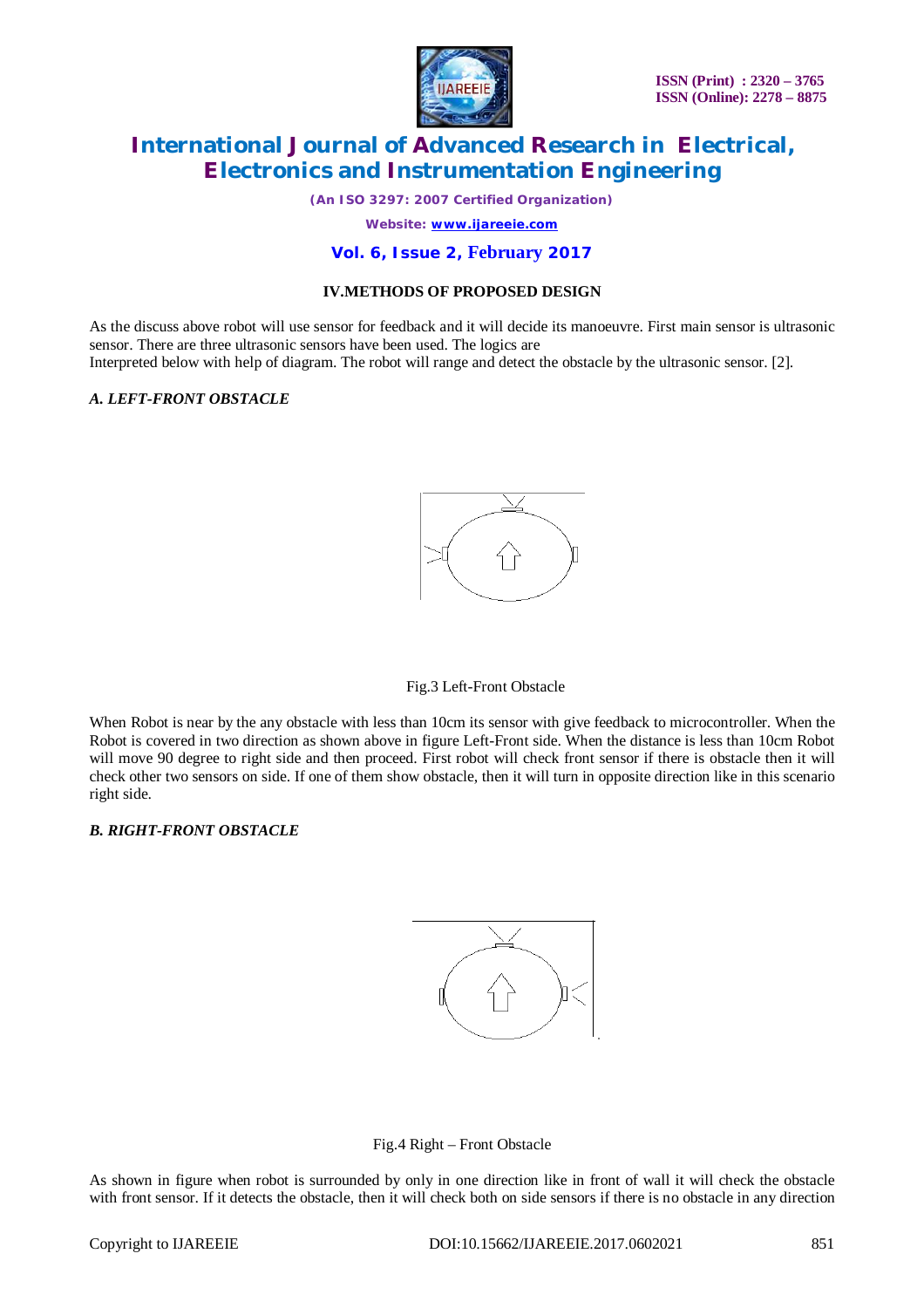## IV.METHODS OF PROPOSED DESIGN

As the discuss above robot will use sensor for feedback and it will decide its manoeuvre. First main sensor is ultrasonic sensor. There are three ultrasonic sensors have been used. The logics are
Interpreted below with help of diagram. The robot will range and detect the obstacle by the ultrasonic sensor. [2].

### *A. LEFT-FRONT OBSTACLE*

Fig.3 Left-Front Obstacle

When Robot is near by the any obstacle with less than 10cm its sensor with give feedback to microcontroller. When the Robot is covered in two direction as shown above in figure Left-Front side. When the distance is less than 10cm Robot will move 90 degree to right side and then proceed. First robot will check front sensor if there is obstacle then it will check other two sensors on side. If one of them show obstacle, then it will turn in opposite direction like in this scenario right side.

### *B. RIGHT-FRONT OBSTACLE*

Fig.4 Right – Front Obstacle

As shown in figure when robot is surrounded by only in one direction like in front of wall it will check the obstacle with front sensor. If it detects the obstacle, then it will check both on side sensors if there is no obstacle in any direction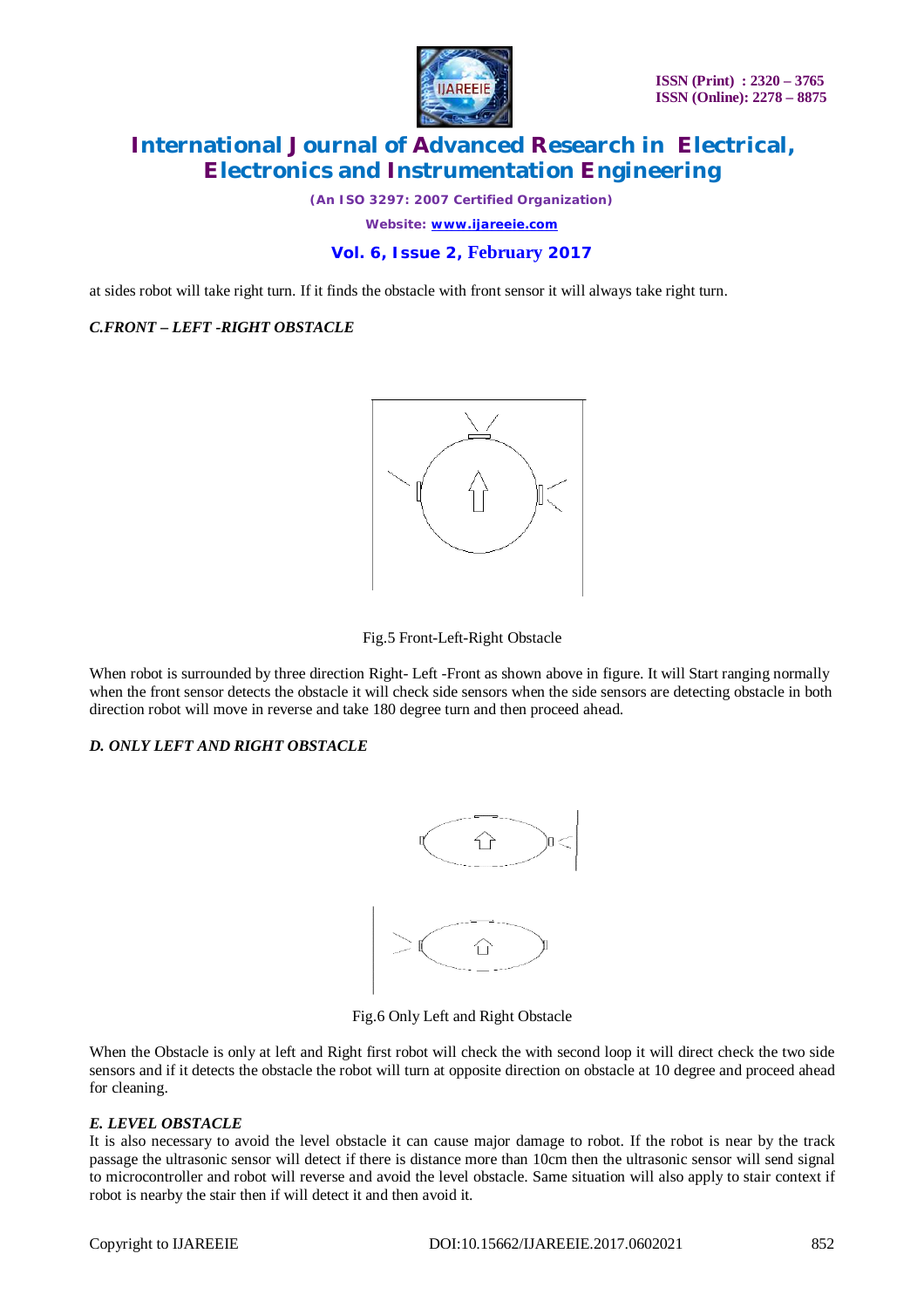at sides robot will take right turn. If it finds the obstacle with front sensor it will always take right turn.

### *C.FRONT – LEFT -RIGHT OBSTACLE*

Fig.5 Front-Left-Right Obstacle

When robot is surrounded by three direction Right- Left -Front as shown above in figure. It will Start ranging normally when the front sensor detects the obstacle it will check side sensors when the side sensors are detecting obstacle in both direction robot will move in reverse and take 180 degree turn and then proceed ahead.

### *D. ONLY LEFT AND RIGHT OBSTACLE*

Fig.6 Only Left and Right Obstacle

When the Obstacle is only at left and Right first robot will check the with second loop it will direct check the two side sensors and if it detects the obstacle the robot will turn at opposite direction on obstacle at 10 degree and proceed ahead for cleaning.

### *E. LEVEL OBSTACLE*

It is also necessary to avoid the level obstacle it can cause major damage to robot. If the robot is near by the track passage the ultrasonic sensor will detect if there is distance more than 10cm then the ultrasonic sensor will send signal to microcontroller and robot will reverse and avoid the level obstacle. Same situation will also apply to stair context if robot is nearby the stair then if will detect it and then avoid it.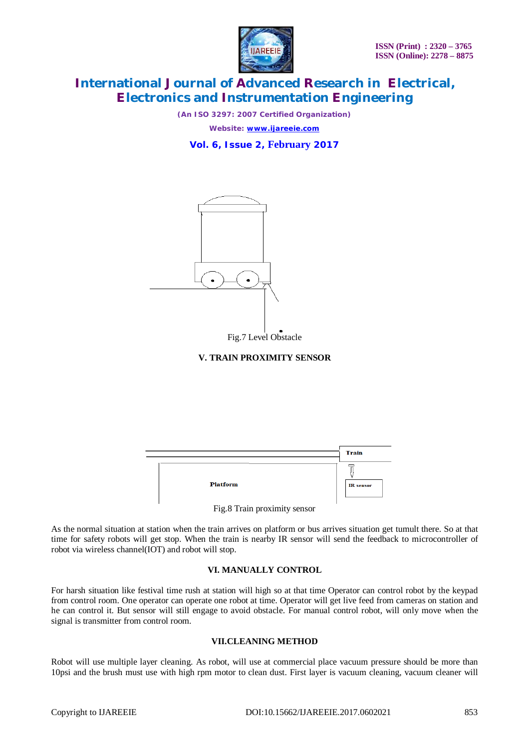Fig.7 Level Obstacle

## V. TRAIN PROXIMITY SENSOR

Train

Platform

IR sensor

Fig.8 Train proximity sensor

As the normal situation at station when the train arrives on platform or bus arrives situation get tumult there. So at that time for safety robots will get stop. When the train is nearby IR sensor will send the feedback to microcontroller of robot via wireless channel(IOT) and robot will stop.

## VI. MANUALLY CONTROL

For harsh situation like festival time rush at station will high so at that time Operator can control robot by the keypad from control room. One operator can operate one robot at time. Operator will get live feed from cameras on station and he can control it. But sensor will still engage to avoid obstacle. For manual control robot, will only move when the signal is transmitter from control room.

## VII.CLEANING METHOD

Robot will use multiple layer cleaning. As robot, will use at commercial place vacuum pressure should be more than 10psi and the brush must use with high rpm motor to clean dust. First layer is vacuum cleaning, vacuum cleaner will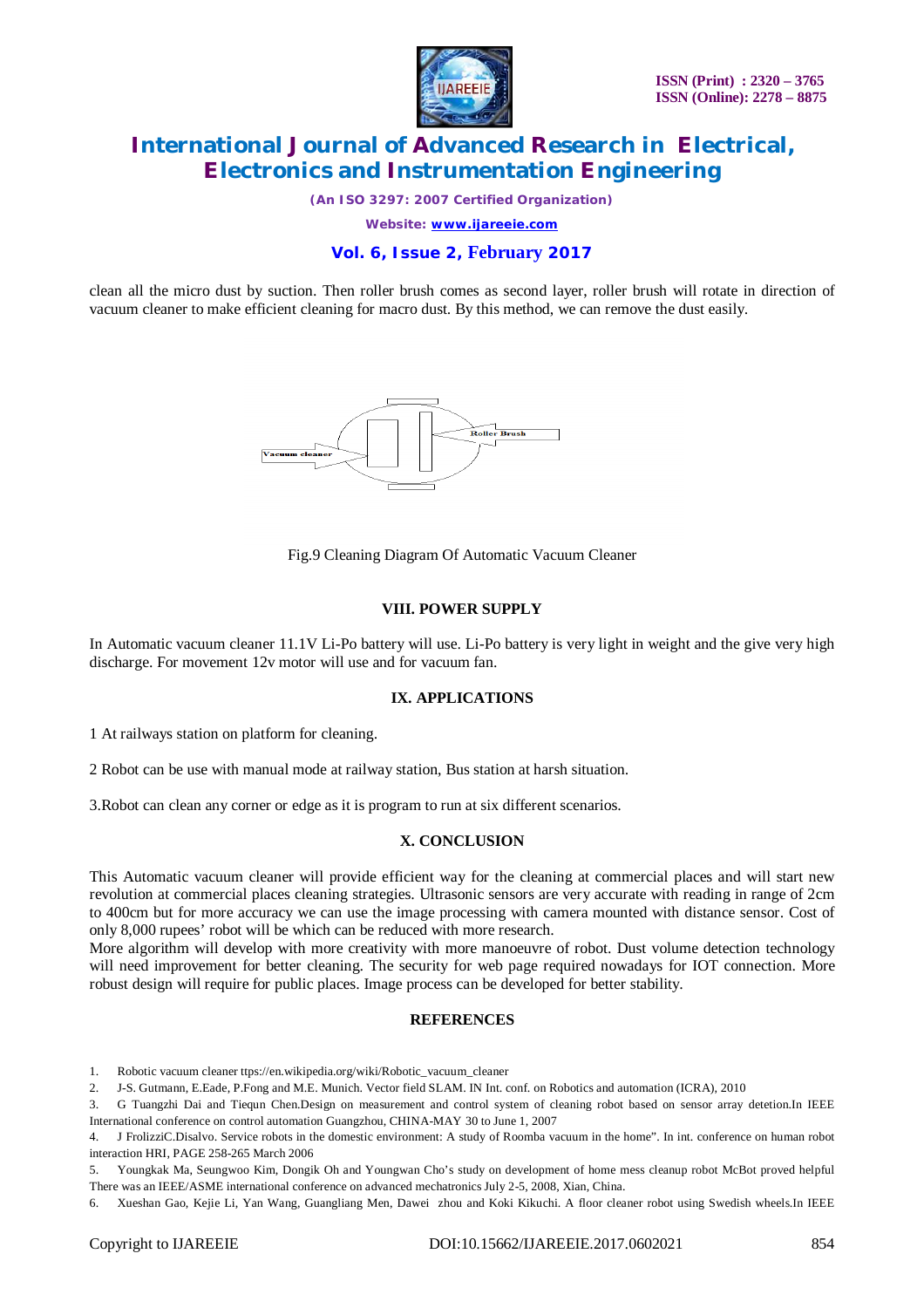clean all the micro dust by suction. Then roller brush comes as second layer, roller brush will rotate in direction of vacuum cleaner to make efficient cleaning for macro dust. By this method, we can remove the dust easily.

Fig.9 Cleaning Diagram Of Automatic Vacuum Cleaner

## VIII. POWER SUPPLY

In Automatic vacuum cleaner 11.1V Li-Po battery will use. Li-Po battery is very light in weight and the give very high discharge. For movement 12v motor will use and for vacuum fan.

## IX. APPLICATIONS

1 At railways station on platform for cleaning.

2 Robot can be use with manual mode at railway station, Bus station at harsh situation.

3.Robot can clean any corner or edge as it is program to run at six different scenarios.

## X. CONCLUSION

This Automatic vacuum cleaner will provide efficient way for the cleaning at commercial places and will start new revolution at commercial places cleaning strategies. Ultrasonic sensors are very accurate with reading in range of 2cm to 400cm but for more accuracy we can use the image processing with camera mounted with distance sensor. Cost of only 8,000 rupees' robot will be which can be reduced with more research.

More algorithm will develop with more creativity with more manoeuvre of robot. Dust volume detection technology will need improvement for better cleaning. The security for web page required nowadays for IOT connection. More robust design will require for public places. Image process can be developed for better stability.

## REFERENCES

1. Robotic vacuum cleaner ttps://en.wikipedia.org/wiki/Robotic_vacuum_cleaner
2. J-S. Gutmann, E.Eade, P.Fong and M.E. Munich. Vector field SLAM. IN Int. conf. on Robotics and automation (ICRA), 2010
3. G Tuangzhi Dai and Tiequn Chen.Design on measurement and control system of cleaning robot based on sensor array detetion.In IEEE International conference on control automation Guangzhou, CHINA-MAY 30 to June 1, 2007
4. J FrolizziC.Disalvo. Service robots in the domestic environment: A study of Roomba vacuum in the home". In int. conference on human robot interaction HRI, PAGE 258-265 March 2006
5. Youngkak Ma, Seungwoo Kim, Dongik Oh and Youngwan Cho's study on development of home mess cleanup robot McBot proved helpful There was an IEEE/ASME international conference on advanced mechatronics July 2-5, 2008, Xian, China.
6. Xueshan Gao, Kejie Li, Yan Wang, Guangliang Men, Dawei zhou and Koki Kikuchi. A floor cleaner robot using Swedish wheels.In IEEE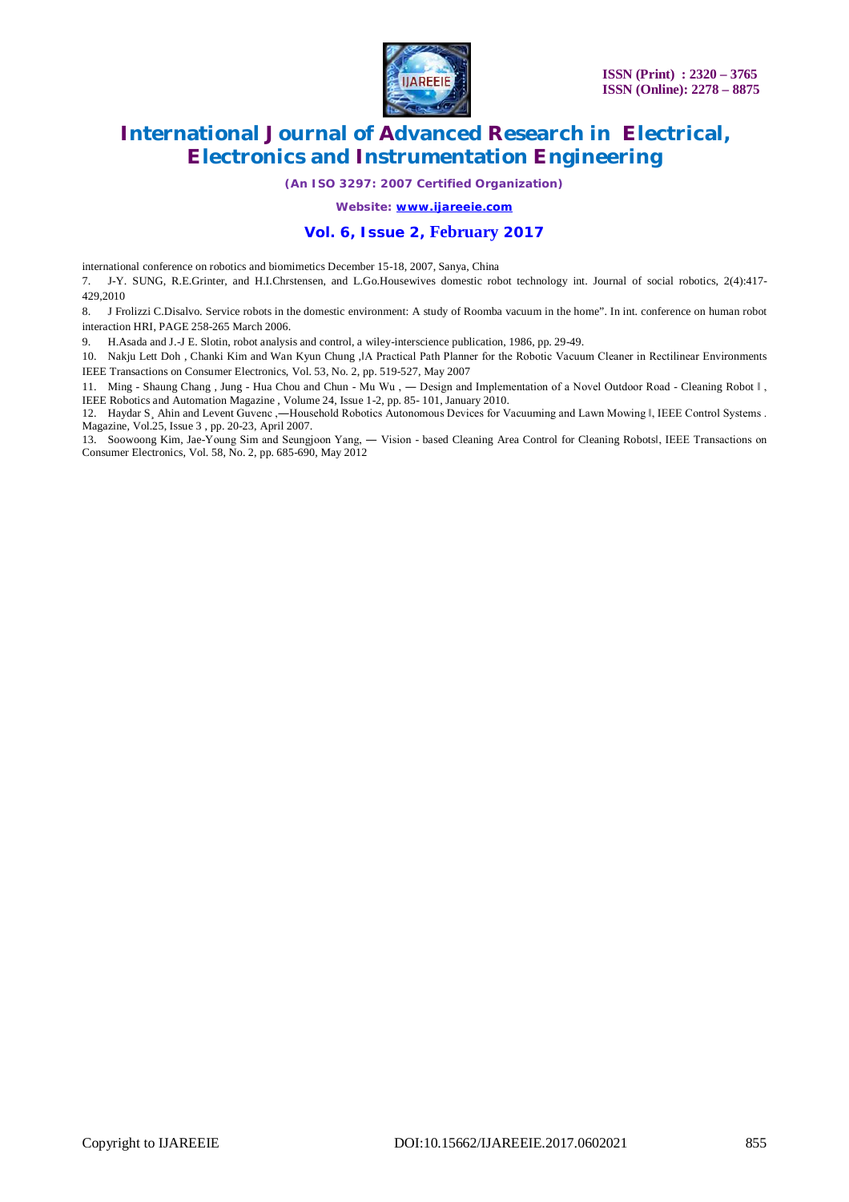international conference on robotics and biomimetics December 15-18, 2007, Sanya, China

7. J-Y. SUNG, R.E.Grinter, and H.I.Chrstensen, and L.Go.Housewives domestic robot technology int. Journal of social robotics, 2(4):417-429,2010

8. J Frolizzi C.Disalvo. Service robots in the domestic environment: A study of Roomba vacuum in the home". In int. conference on human robot interaction HRI, PAGE 258-265 March 2006.

9. H.Asada and J.-J E. Slotin, robot analysis and control, a wiley-interscience publication, 1986, pp. 29-49.

10. Nakju Lett Doh , Chanki Kim and Wan Kyun Chung ,‖A Practical Path Planner for the Robotic Vacuum Cleaner in Rectilinear Environments IEEE Transactions on Consumer Electronics, Vol. 53, No. 2, pp. 519-527, May 2007

11. Ming - Shaung Chang , Jung - Hua Chou and Chun - Mu Wu , ― Design and Implementation of a Novel Outdoor Road - Cleaning Robot ‖ , IEEE Robotics and Automation Magazine , Volume 24, Issue 1-2, pp. 85- 101, January 2010.

12. Haydar S¸ Ahin and Levent Guvenc ,―Household Robotics Autonomous Devices for Vacuuming and Lawn Mowing‖, IEEE Control Systems . Magazine, Vol.25, Issue 3 , pp. 20-23, April 2007.

13. Soowoong Kim, Jae-Young Sim and Seungjoon Yang, ― Vision - based Cleaning Area Control for Cleaning Robots‖, IEEE Transactions on Consumer Electronics, Vol. 58, No. 2, pp. 685-690, May 2012